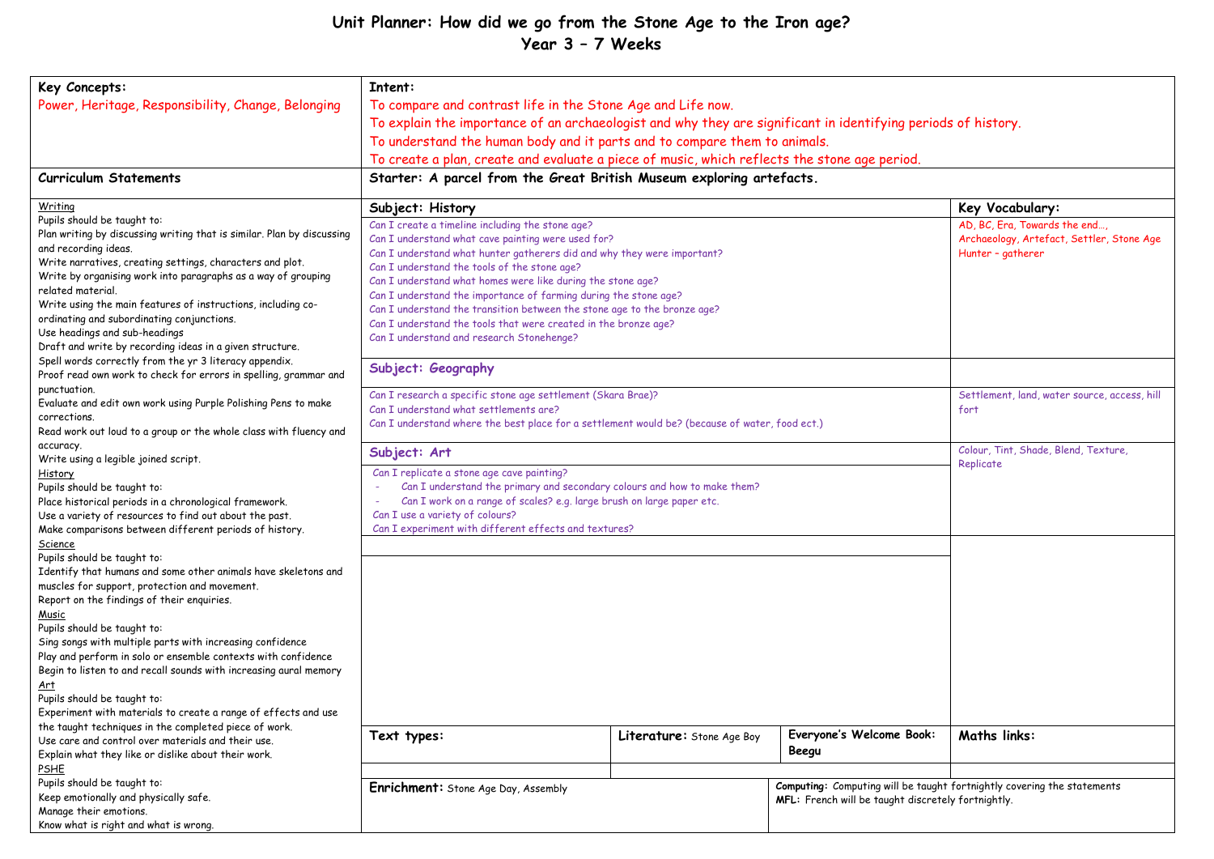# Unit Planner: How did we go from the Stone Age to the Iron age?

## Year 3 – 7 Weeks

**Key Concepts:**

Power, Heritage, Responsibility, Change, Belonging

**Intent:**

To compare and contrast life in the Stone Age and Life now.
To explain the importance of an archaeologist and why they are significant in identifying periods of history.
To understand the human body and it parts and to compare them to animals.
To create a plan, create and evaluate a piece of music, which reflects the stone age period.

**Curriculum Statements**

**Starter: A parcel from the Great British Museum exploring artefacts.**

Writing

Pupils should be taught to:
Plan writing by discussing writing that is similar. Plan by discussing and recording ideas.
Write narratives, creating settings, characters and plot.
Write by organising work into paragraphs as a way of grouping related material.
Write using the main features of instructions, including co-ordinating and subordinating conjunctions.
Use headings and sub-headings
Draft and write by recording ideas in a given structure.
Spell words correctly from the yr 3 literacy appendix.
Proof read own work to check for errors in spelling, grammar and punctuation.
Evaluate and edit own work using Purple Polishing Pens to make corrections.
Read work out loud to a group or the whole class with fluency and accuracy.
Write using a legible joined script.

History

Pupils should be taught to:
Place historical periods in a chronological framework.
Use a variety of resources to find out about the past.
Make comparisons between different periods of history.

Science

Pupils should be taught to:
Identify that humans and some other animals have skeletons and muscles for support, protection and movement.
Report on the findings of their enquiries.

Music

Pupils should be taught to:
Sing songs with multiple parts with increasing confidence
Play and perform in solo or ensemble contexts with confidence
Begin to listen to and recall sounds with increasing aural memory

Art

Pupils should be taught to:
Experiment with materials to create a range of effects and use the taught techniques in the completed piece of work.
Use care and control over materials and their use.
Explain what they like or dislike about their work.

PSHE

Pupils should be taught to:
Keep emotionally and physically safe.
Manage their emotions.
Know what is right and what is wrong.

| Subject | Key Vocabulary |
|---|---|
| **Subject: History**<br>Can I create a timeline including the stone age?<br>Can I understand what cave painting were used for?<br>Can I understand what hunter gatherers did and why they were important?<br>Can I understand the tools of the stone age?<br>Can I understand what homes were like during the stone age?<br>Can I understand the importance of farming during the stone age?<br>Can I understand the transition between the stone age to the bronze age?<br>Can I understand the tools that were created in the bronze age?<br>Can I understand and research Stonehenge? | AD, BC, Era, Towards the end…, Archaeology, Artefact, Settler, Stone Age Hunter – gatherer |
| **Subject: Geography**<br>Can I research a specific stone age settlement (Skara Brae)?<br>Can I understand what settlements are?<br>Can I understand where the best place for a settlement would be? (because of water, food ect.) | Settlement, land, water source, access, hill fort |
| **Subject: Art**<br>Can I replicate a stone age cave painting?<br>- Can I understand the primary and secondary colours and how to make them?<br>- Can I work on a range of scales? e.g. large brush on large paper etc.<br>Can I use a variety of colours?<br>Can I experiment with different effects and textures? | Colour, Tint, Shade, Blend, Texture, Replicate |

| **Text types:** | **Literature:** Stone Age Boy | **Everyone's Welcome Book:** Beegu | **Maths links:** |
|---|---|---|---|

**Enrichment:** Stone Age Day, Assembly

**Computing:** Computing will be taught fortnightly covering the statements
**MFL:** French will be taught discretely fortnightly.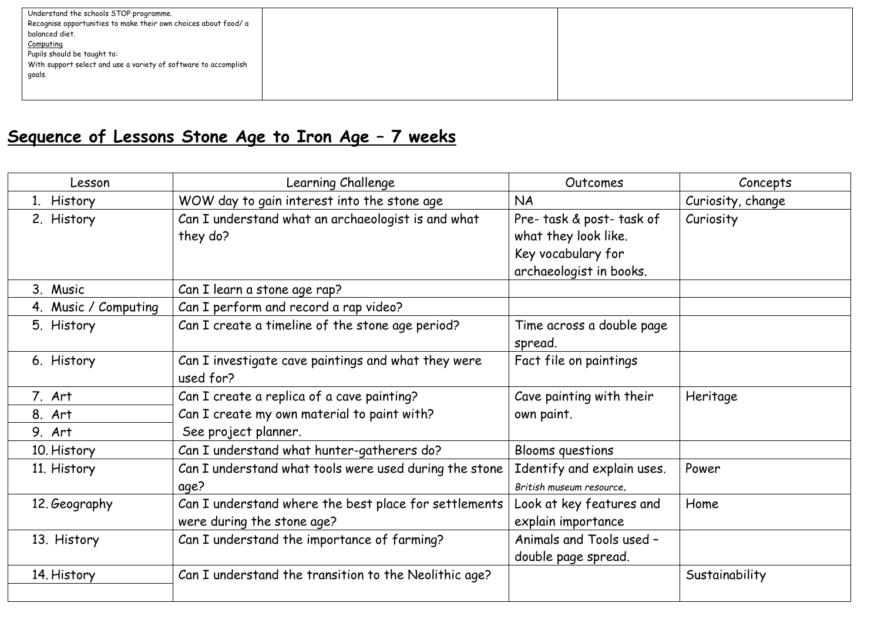| | | |
|---|---|---|
| Understand the schools STOP programme.<br>Recognise opportunities to make their own choices about food/ a balanced diet.<br>Computing<br>Pupils should be taught to:<br>With support select and use a variety of software to accomplish goals. | | |

## **Sequence of Lessons Stone Age to Iron Age – 7 weeks**

| Lesson | Learning Challenge | Outcomes | Concepts |
|---|---|---|---|
| 1. History | WOW day to gain interest into the stone age | NA | Curiosity, change |
| 2. History | Can I understand what an archaeologist is and what they do? | Pre- task & post- task of what they look like.<br>Key vocabulary for archaeologist in books. | Curiosity |
| 3. Music | Can I learn a stone age rap? | | |
| 4. Music / Computing | Can I perform and record a rap video? | | |
| 5. History | Can I create a timeline of the stone age period? | Time across a double page spread. | |
| 6. History | Can I investigate cave paintings and what they were used for? | Fact file on paintings | |
| 7. Art<br>8. Art<br>9. Art | Can I create a replica of a cave painting?<br>Can I create my own material to paint with?<br>See project planner. | Cave painting with their own paint. | Heritage |
| 10. History | Can I understand what hunter-gatherers do? | Blooms questions | |
| 11. History | Can I understand what tools were used during the stone age? | Identify and explain uses.<br>*British museum resource*. | Power |
| 12. Geography | Can I understand where the best place for settlements were during the stone age? | Look at key features and explain importance | Home |
| 13. History | Can I understand the importance of farming? | Animals and Tools used – double page spread. | |
| 14. History | Can I understand the transition to the Neolithic age? | | Sustainability |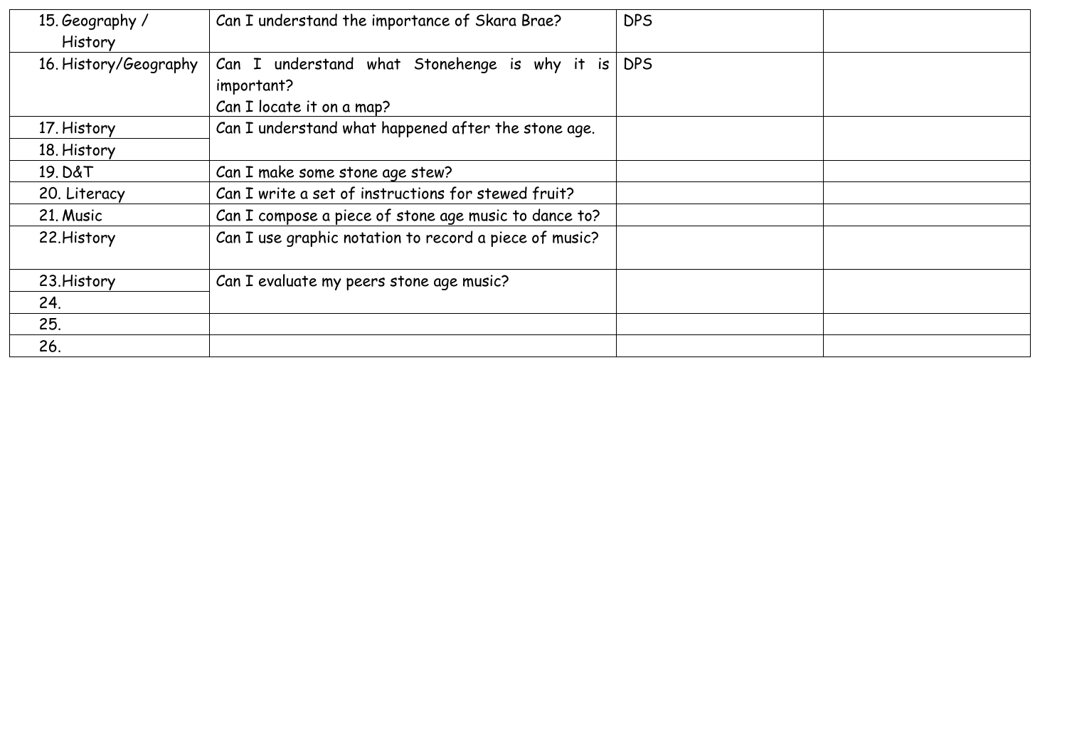| | | | |
|---|---|---|---|
| 15. Geography / History | Can I understand the importance of Skara Brae? | DPS | |
| 16. History/Geography | Can I understand what Stonehenge is why it is important?<br>Can I locate it on a map? | DPS | |
| 17. History | Can I understand what happened after the stone age. | | |
| 18. History | | | |
| 19. D&T | Can I make some stone age stew? | | |
| 20. Literacy | Can I write a set of instructions for stewed fruit? | | |
| 21. Music | Can I compose a piece of stone age music to dance to? | | |
| 22.History | Can I use graphic notation to record a piece of music? | | |
| 23.History | Can I evaluate my peers stone age music? | | |
| 24. | | | |
| 25. | | | |
| 26. | | | |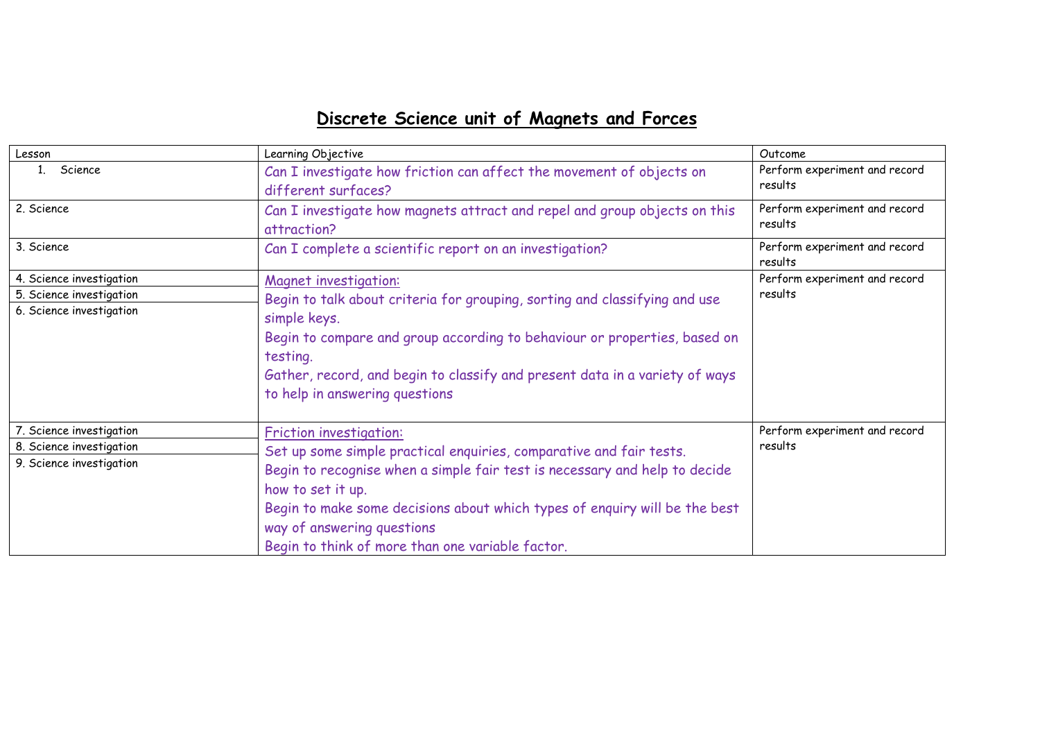# Discrete Science unit of Magnets and Forces

| Lesson | Learning Objective | Outcome |
|---|---|---|
| 1. Science | Can I investigate how friction can affect the movement of objects on different surfaces? | Perform experiment and record results |
| 2. Science | Can I investigate how magnets attract and repel and group objects on this attraction? | Perform experiment and record results |
| 3. Science | Can I complete a scientific report on an investigation? | Perform experiment and record results |
| 4. Science investigation<br>5. Science investigation<br>6. Science investigation | <u>Magnet investigation:</u><br>Begin to talk about criteria for grouping, sorting and classifying and use simple keys.<br>Begin to compare and group according to behaviour or properties, based on testing.<br>Gather, record, and begin to classify and present data in a variety of ways to help in answering questions | Perform experiment and record results |
| 7. Science investigation<br>8. Science investigation<br>9. Science investigation | <u>Friction investigation:</u><br>Set up some simple practical enquiries, comparative and fair tests.<br>Begin to recognise when a simple fair test is necessary and help to decide how to set it up.<br>Begin to make some decisions about which types of enquiry will be the best way of answering questions<br>Begin to think of more than one variable factor. | Perform experiment and record results |